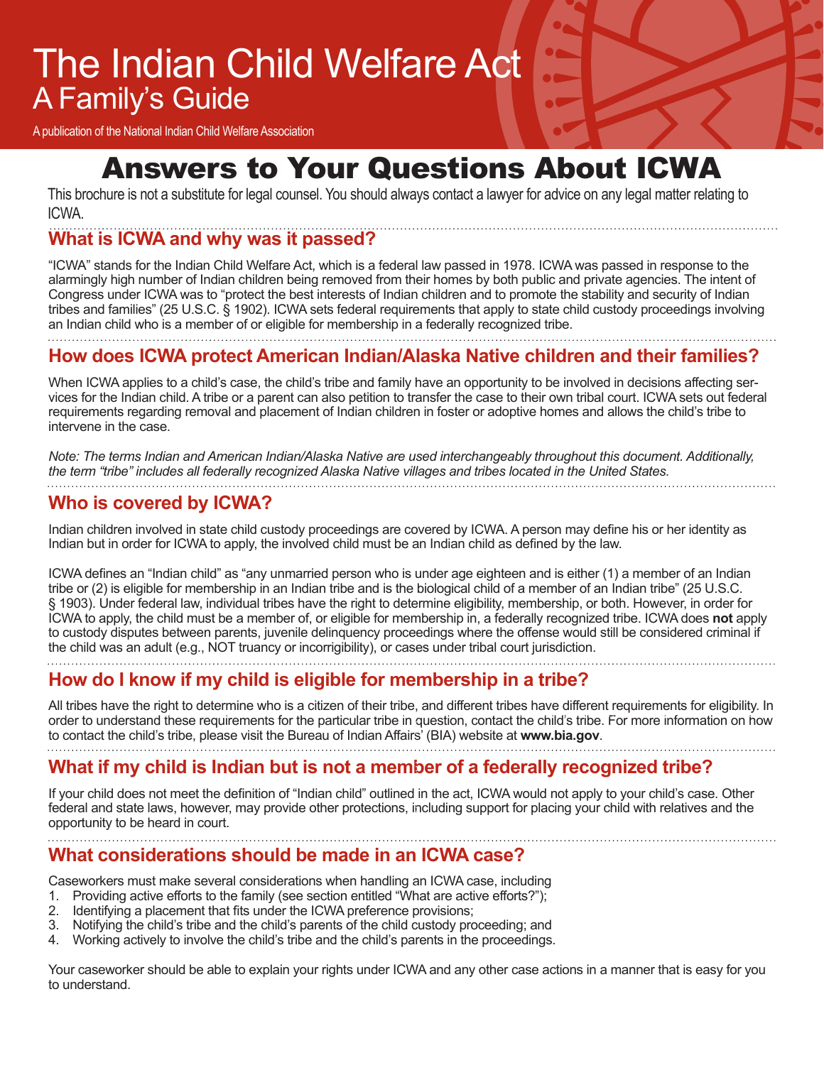# The Indian Child Welfare Act

## A Family's Guide

A publication of the National Indian Child Welfare Association

# Answers to Your Questions About ICWA

This brochure is not a substitute for legal counsel. You should always contact a lawyer for advice on any legal matter relating to ICWA.

## What is ICWA and why was it passed?

"ICWA" stands for the Indian Child Welfare Act, which is a federal law passed in 1978. ICWA was passed in response to the alarmingly high number of Indian children being removed from their homes by both public and private agencies. The intent of Congress under ICWA was to "protect the best interests of Indian children and to promote the stability and security of Indian tribes and families" (25 U.S.C. § 1902). ICWA sets federal requirements that apply to state child custody proceedings involving an Indian child who is a member of or eligible for membership in a federally recognized tribe.

## How does ICWA protect American Indian/Alaska Native children and their families?

When ICWA applies to a child's case, the child's tribe and family have an opportunity to be involved in decisions affecting services for the Indian child. A tribe or a parent can also petition to transfer the case to their own tribal court. ICWA sets out federal requirements regarding removal and placement of Indian children in foster or adoptive homes and allows the child's tribe to intervene in the case.

*Note: The terms Indian and American Indian/Alaska Native are used interchangeably throughout this document. Additionally, the term "tribe" includes all federally recognized Alaska Native villages and tribes located in the United States.*

## Who is covered by ICWA?

Indian children involved in state child custody proceedings are covered by ICWA. A person may define his or her identity as Indian but in order for ICWA to apply, the involved child must be an Indian child as defined by the law.

ICWA defines an "Indian child" as "any unmarried person who is under age eighteen and is either (1) a member of an Indian tribe or (2) is eligible for membership in an Indian tribe and is the biological child of a member of an Indian tribe" (25 U.S.C. § 1903). Under federal law, individual tribes have the right to determine eligibility, membership, or both. However, in order for ICWA to apply, the child must be a member of, or eligible for membership in, a federally recognized tribe. ICWA does **not** apply to custody disputes between parents, juvenile delinquency proceedings where the offense would still be considered criminal if the child was an adult (e.g., NOT truancy or incorrigibility), or cases under tribal court jurisdiction.

## How do I know if my child is eligible for membership in a tribe?

All tribes have the right to determine who is a citizen of their tribe, and different tribes have different requirements for eligibility. In order to understand these requirements for the particular tribe in question, contact the child's tribe. For more information on how to contact the child's tribe, please visit the Bureau of Indian Affairs' (BIA) website at **www.bia.gov**.

## What if my child is Indian but is not a member of a federally recognized tribe?

If your child does not meet the definition of "Indian child" outlined in the act, ICWA would not apply to your child's case. Other federal and state laws, however, may provide other protections, including support for placing your child with relatives and the opportunity to be heard in court.

## What considerations should be made in an ICWA case?

Caseworkers must make several considerations when handling an ICWA case, including

1. Providing active efforts to the family (see section entitled "What are active efforts?");
2. Identifying a placement that fits under the ICWA preference provisions;
3. Notifying the child's tribe and the child's parents of the child custody proceeding; and
4. Working actively to involve the child's tribe and the child's parents in the proceedings.

Your caseworker should be able to explain your rights under ICWA and any other case actions in a manner that is easy for you to understand.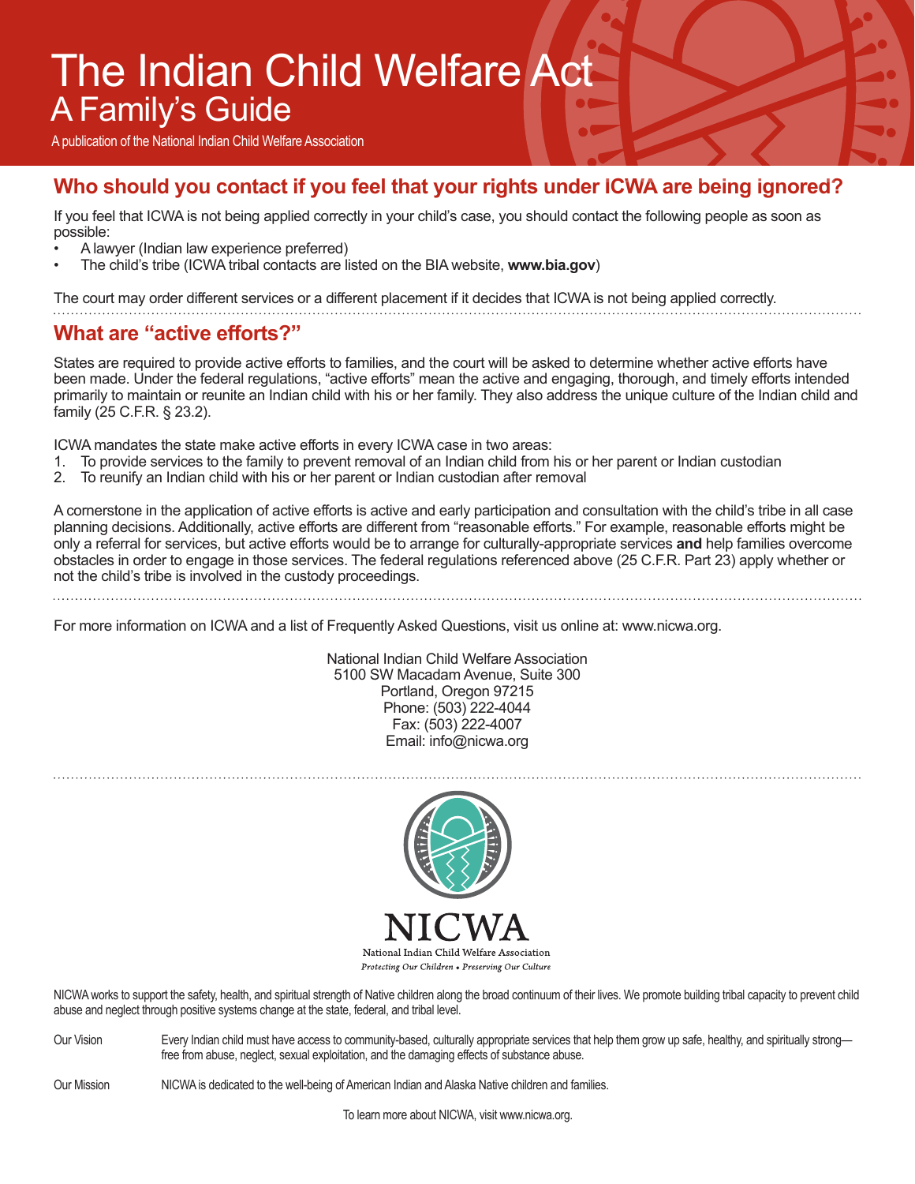# The Indian Child Welfare Act
## A Family's Guide

A publication of the National Indian Child Welfare Association

## Who should you contact if you feel that your rights under ICWA are being ignored?

If you feel that ICWA is not being applied correctly in your child's case, you should contact the following people as soon as possible:

- A lawyer (Indian law experience preferred)
- The child's tribe (ICWA tribal contacts are listed on the BIA website, **www.bia.gov**)

The court may order different services or a different placement if it decides that ICWA is not being applied correctly.

## What are "active efforts?"

States are required to provide active efforts to families, and the court will be asked to determine whether active efforts have been made. Under the federal regulations, "active efforts" mean the active and engaging, thorough, and timely efforts intended primarily to maintain or reunite an Indian child with his or her family. They also address the unique culture of the Indian child and family (25 C.F.R. § 23.2).

ICWA mandates the state make active efforts in every ICWA case in two areas:

1. To provide services to the family to prevent removal of an Indian child from his or her parent or Indian custodian
2. To reunify an Indian child with his or her parent or Indian custodian after removal

A cornerstone in the application of active efforts is active and early participation and consultation with the child's tribe in all case planning decisions. Additionally, active efforts are different from "reasonable efforts." For example, reasonable efforts might be only a referral for services, but active efforts would be to arrange for culturally-appropriate services **and** help families overcome obstacles in order to engage in those services. The federal regulations referenced above (25 C.F.R. Part 23) apply whether or not the child's tribe is involved in the custody proceedings.

For more information on ICWA and a list of Frequently Asked Questions, visit us online at: www.nicwa.org.

National Indian Child Welfare Association
5100 SW Macadam Avenue, Suite 300
Portland, Oregon 97215
Phone: (503) 222-4044
Fax: (503) 222-4007
Email: info@nicwa.org

NICWA
National Indian Child Welfare Association
*Protecting Our Children • Preserving Our Culture*

NICWA works to support the safety, health, and spiritual strength of Native children along the broad continuum of their lives. We promote building tribal capacity to prevent child abuse and neglect through positive systems change at the state, federal, and tribal level.

Our Vision — Every Indian child must have access to community-based, culturally appropriate services that help them grow up safe, healthy, and spiritually strong—free from abuse, neglect, sexual exploitation, and the damaging effects of substance abuse.

Our Mission — NICWA is dedicated to the well-being of American Indian and Alaska Native children and families.

To learn more about NICWA, visit www.nicwa.org.